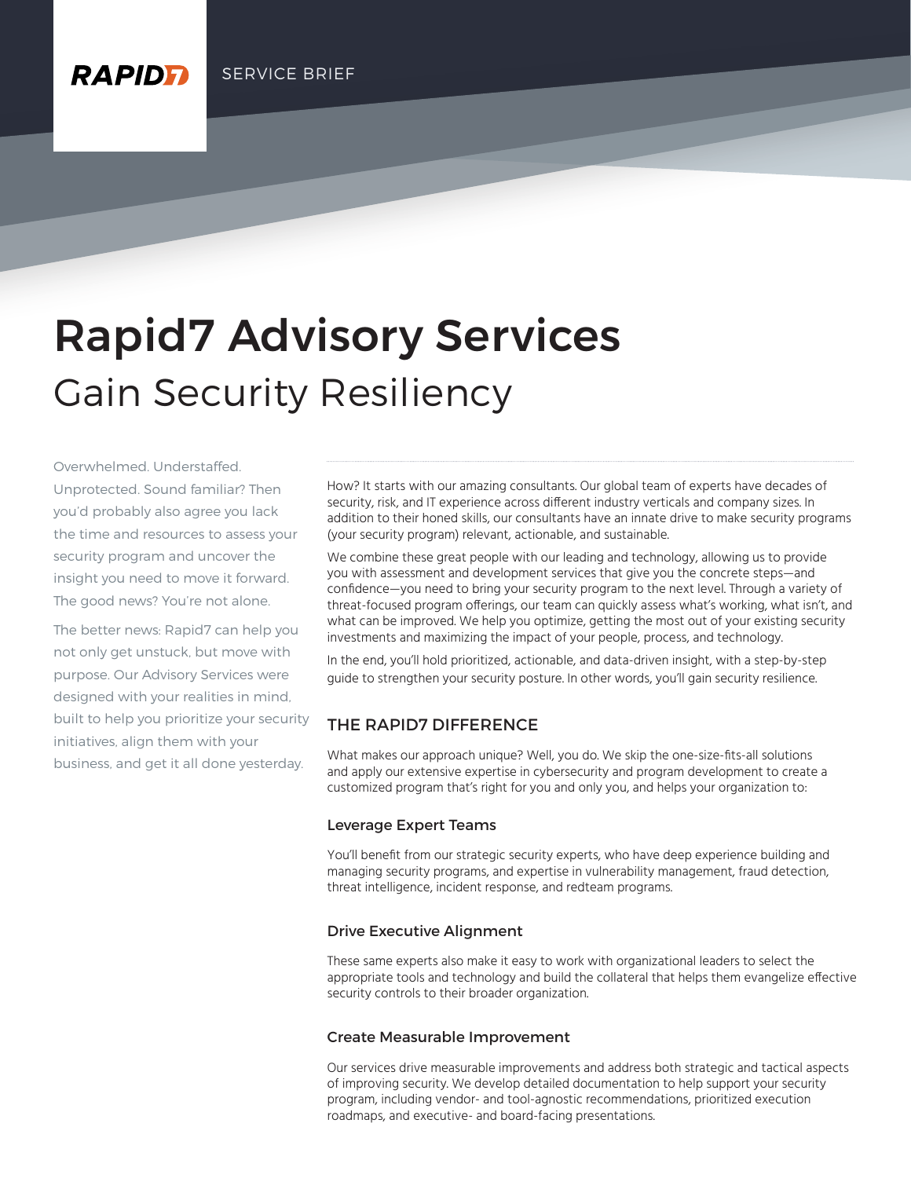RAPID7

SERVICE BRIEF

# Rapid7 Advisory Services

## Gain Security Resiliency

Overwhelmed. Understaffed. Unprotected. Sound familiar? Then you'd probably also agree you lack the time and resources to assess your security program and uncover the insight you need to move it forward. The good news? You're not alone.

The better news: Rapid7 can help you not only get unstuck, but move with purpose. Our Advisory Services were designed with your realities in mind, built to help you prioritize your security initiatives, align them with your business, and get it all done yesterday.

How? It starts with our amazing consultants. Our global team of experts have decades of security, risk, and IT experience across different industry verticals and company sizes. In addition to their honed skills, our consultants have an innate drive to make security programs (your security program) relevant, actionable, and sustainable.

We combine these great people with our leading and technology, allowing us to provide you with assessment and development services that give you the concrete steps—and confidence—you need to bring your security program to the next level. Through a variety of threat-focused program offerings, our team can quickly assess what's working, what isn't, and what can be improved. We help you optimize, getting the most out of your existing security investments and maximizing the impact of your people, process, and technology.

In the end, you'll hold prioritized, actionable, and data-driven insight, with a step-by-step guide to strengthen your security posture. In other words, you'll gain security resilience.

## THE RAPID7 DIFFERENCE

What makes our approach unique? Well, you do. We skip the one-size-fits-all solutions and apply our extensive expertise in cybersecurity and program development to create a customized program that's right for you and only you, and helps your organization to:

### Leverage Expert Teams

You'll benefit from our strategic security experts, who have deep experience building and managing security programs, and expertise in vulnerability management, fraud detection, threat intelligence, incident response, and redteam programs.

### Drive Executive Alignment

These same experts also make it easy to work with organizational leaders to select the appropriate tools and technology and build the collateral that helps them evangelize effective security controls to their broader organization.

### Create Measurable Improvement

Our services drive measurable improvements and address both strategic and tactical aspects of improving security. We develop detailed documentation to help support your security program, including vendor- and tool-agnostic recommendations, prioritized execution roadmaps, and executive- and board-facing presentations.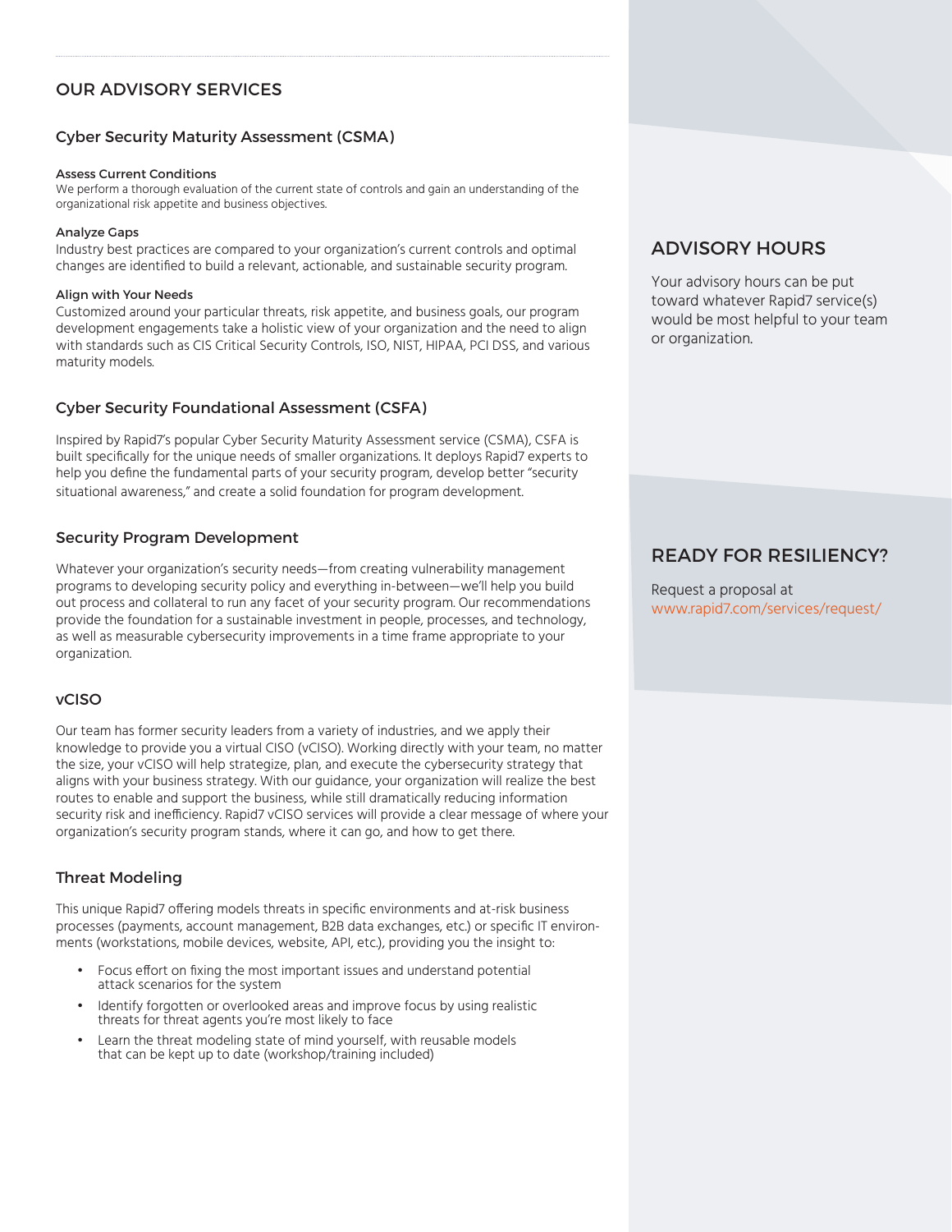## OUR ADVISORY SERVICES

### Cyber Security Maturity Assessment (CSMA)

**Assess Current Conditions**
We perform a thorough evaluation of the current state of controls and gain an understanding of the organizational risk appetite and business objectives.

**Analyze Gaps**
Industry best practices are compared to your organization's current controls and optimal changes are identified to build a relevant, actionable, and sustainable security program.

**Align with Your Needs**
Customized around your particular threats, risk appetite, and business goals, our program development engagements take a holistic view of your organization and the need to align with standards such as CIS Critical Security Controls, ISO, NIST, HIPAA, PCI DSS, and various maturity models.

### Cyber Security Foundational Assessment (CSFA)

Inspired by Rapid7's popular Cyber Security Maturity Assessment service (CSMA), CSFA is built specifically for the unique needs of smaller organizations. It deploys Rapid7 experts to help you define the fundamental parts of your security program, develop better "security situational awareness," and create a solid foundation for program development.

### Security Program Development

Whatever your organization's security needs—from creating vulnerability management programs to developing security policy and everything in-between—we'll help you build out process and collateral to run any facet of your security program. Our recommendations provide the foundation for a sustainable investment in people, processes, and technology, as well as measurable cybersecurity improvements in a time frame appropriate to your organization.

### vCISO

Our team has former security leaders from a variety of industries, and we apply their knowledge to provide you a virtual CISO (vCISO). Working directly with your team, no matter the size, your vCISO will help strategize, plan, and execute the cybersecurity strategy that aligns with your business strategy. With our guidance, your organization will realize the best routes to enable and support the business, while still dramatically reducing information security risk and inefficiency. Rapid7 vCISO services will provide a clear message of where your organization's security program stands, where it can go, and how to get there.

### Threat Modeling

This unique Rapid7 offering models threats in specific environments and at-risk business processes (payments, account management, B2B data exchanges, etc.) or specific IT environments (workstations, mobile devices, website, API, etc.), providing you the insight to:

- Focus effort on fixing the most important issues and understand potential attack scenarios for the system
- Identify forgotten or overlooked areas and improve focus by using realistic threats for threat agents you're most likely to face
- Learn the threat modeling state of mind yourself, with reusable models that can be kept up to date (workshop/training included)

## ADVISORY HOURS

Your advisory hours can be put toward whatever Rapid7 service(s) would be most helpful to your team or organization.

## READY FOR RESILIENCY?

Request a proposal at
www.rapid7.com/services/request/